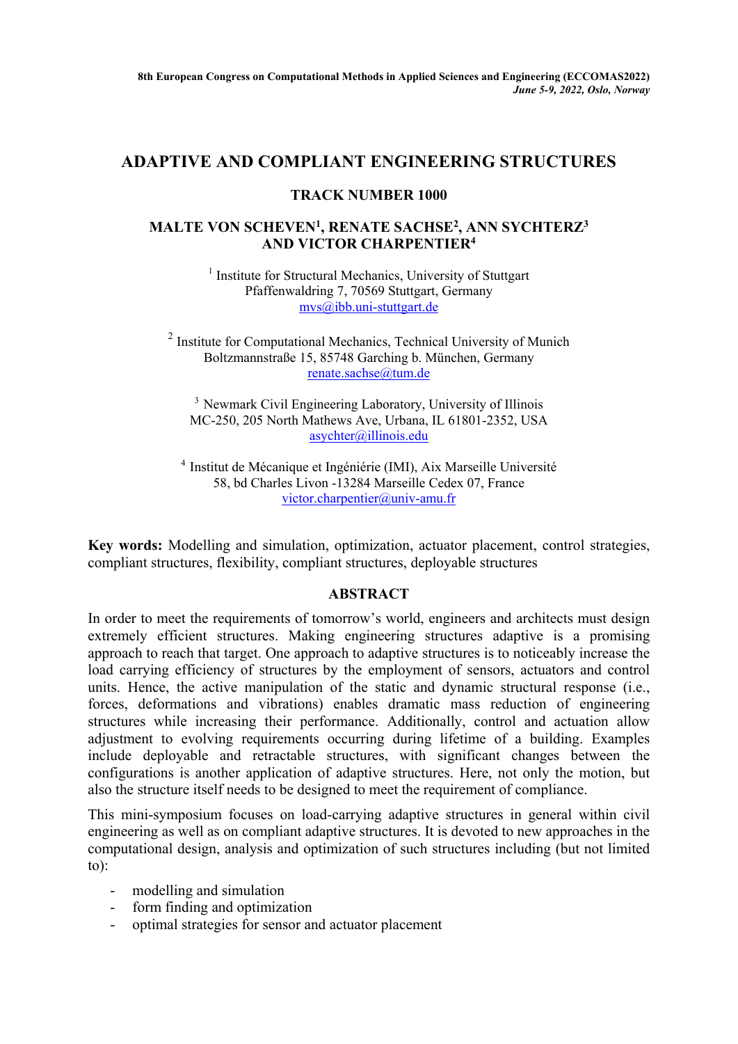8th European Congress on Computational Methods in Applied Sciences and Engineering (ECCOMAS2022)
*June 5-9, 2022, Oslo, Norway*

# ADAPTIVE AND COMPLIANT ENGINEERING STRUCTURES

## TRACK NUMBER 1000

**MALTE VON SCHEVEN[1], RENATE SACHSE[2], ANN SYCHTERZ[3] AND VICTOR CHARPENTIER[4]**

[1] Institute for Structural Mechanics, University of Stuttgart
Pfaffenwaldring 7, 70569 Stuttgart, Germany
mvs@ibb.uni-stuttgart.de

[2] Institute for Computational Mechanics, Technical University of Munich
Boltzmannstraße 15, 85748 Garching b. München, Germany
renate.sachse@tum.de

[3] Newmark Civil Engineering Laboratory, University of Illinois
MC-250, 205 North Mathews Ave, Urbana, IL 61801-2352, USA
asychter@illinois.edu

[4] Institut de Mécanique et Ingéniérie (IMI), Aix Marseille Université
58, bd Charles Livon -13284 Marseille Cedex 07, France
victor.charpentier@univ-amu.fr

**Key words:** Modelling and simulation, optimization, actuator placement, control strategies, compliant structures, flexibility, compliant structures, deployable structures

## ABSTRACT

In order to meet the requirements of tomorrow's world, engineers and architects must design extremely efficient structures. Making engineering structures adaptive is a promising approach to reach that target. One approach to adaptive structures is to noticeably increase the load carrying efficiency of structures by the employment of sensors, actuators and control units. Hence, the active manipulation of the static and dynamic structural response (i.e., forces, deformations and vibrations) enables dramatic mass reduction of engineering structures while increasing their performance. Additionally, control and actuation allow adjustment to evolving requirements occurring during lifetime of a building. Examples include deployable and retractable structures, with significant changes between the configurations is another application of adaptive structures. Here, not only the motion, but also the structure itself needs to be designed to meet the requirement of compliance.

This mini-symposium focuses on load-carrying adaptive structures in general within civil engineering as well as on compliant adaptive structures. It is devoted to new approaches in the computational design, analysis and optimization of such structures including (but not limited to):

- modelling and simulation
- form finding and optimization
- optimal strategies for sensor and actuator placement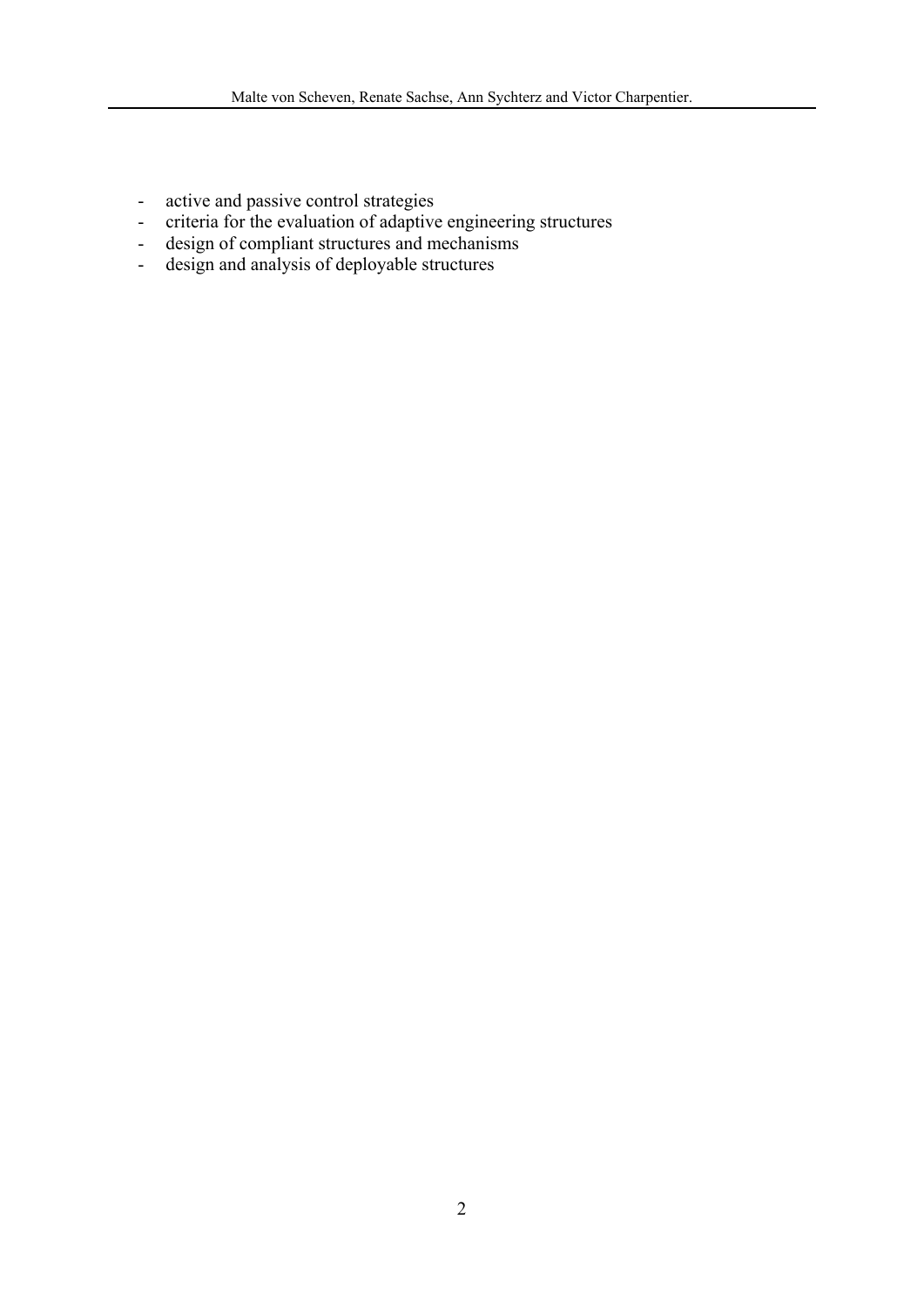- active and passive control strategies
- criteria for the evaluation of adaptive engineering structures
- design of compliant structures and mechanisms
- design and analysis of deployable structures